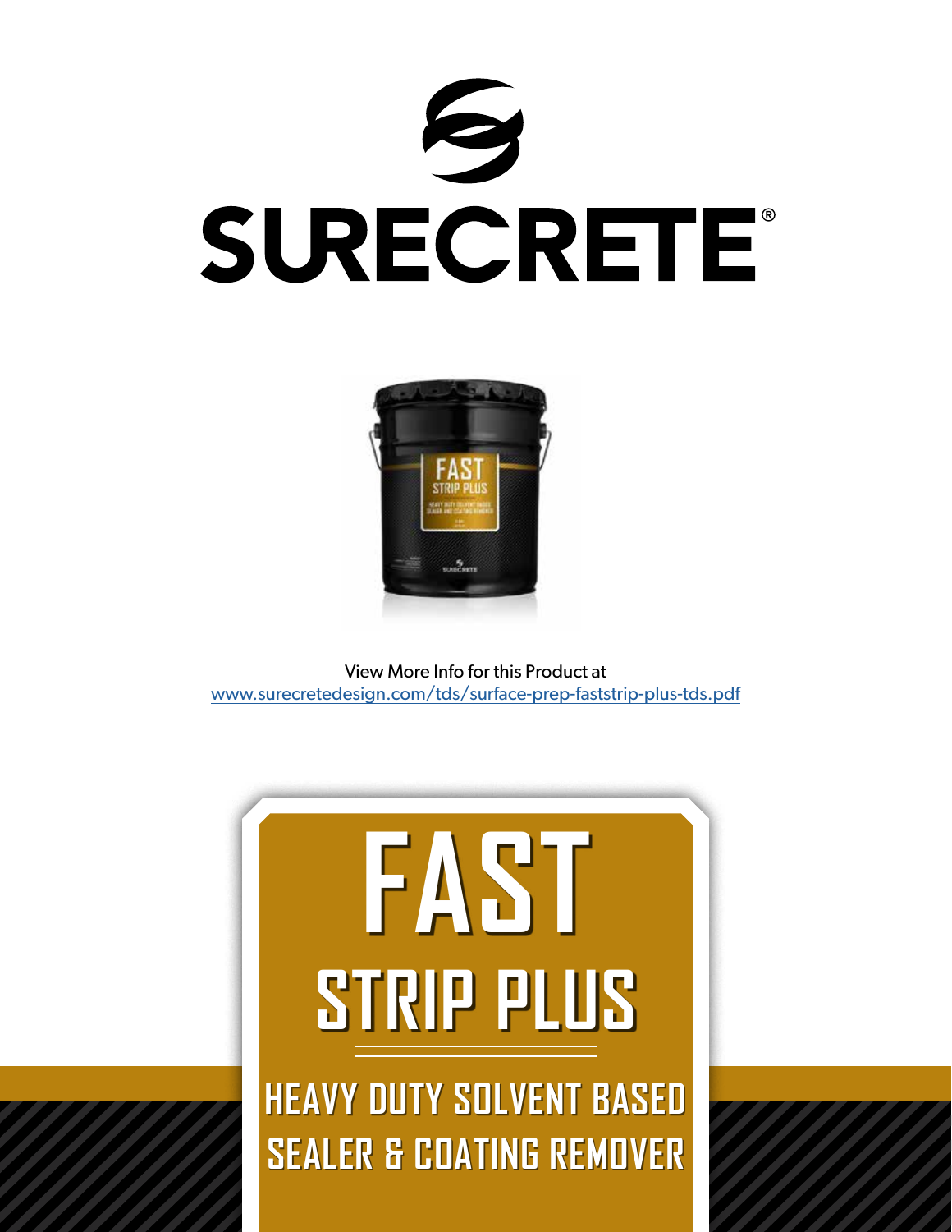# SURECRETE®

View More Info for this Product at
www.surecretedesign.com/tds/surface-prep-faststrip-plus-tds.pdf

# FAST

## STRIP PLUS

### HEAVY DUTY SOLVENT BASED SEALER & COATING REMOVER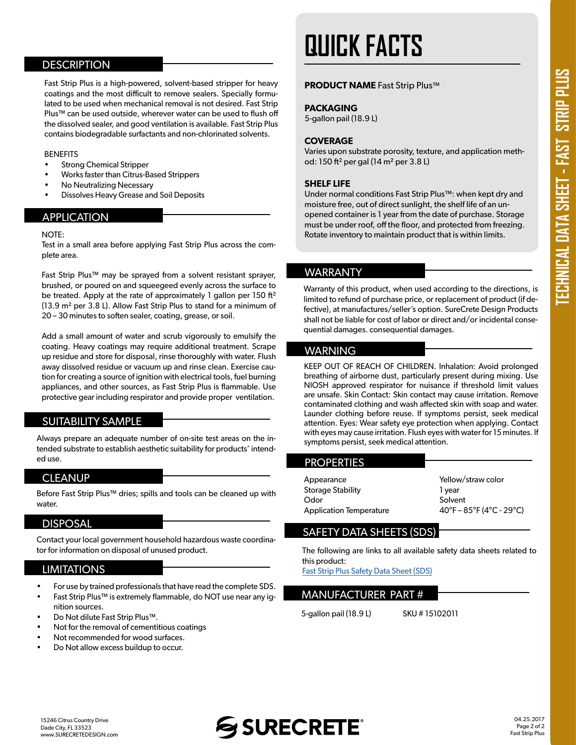## DESCRIPTION

Fast Strip Plus is a high-powered, solvent-based stripper for heavy coatings and the most difficult to remove sealers. Specially formulated to be used when mechanical removal is not desired. Fast Strip Plus™ can be used outside, wherever water can be used to flush off the dissolved sealer, and good ventilation is available. Fast Strip Plus contains biodegradable surfactants and non-chlorinated solvents.

BENEFITS

- Strong Chemical Stripper
- Works faster than Citrus-Based Strippers
- No Neutralizing Necessary
- Dissolves Heavy Grease and Soil Deposits

## APPLICATION

NOTE:
Test in a small area before applying Fast Strip Plus across the complete area.

Fast Strip Plus™ may be sprayed from a solvent resistant sprayer, brushed, or poured on and squeegeed evenly across the surface to be treated. Apply at the rate of approximately 1 gallon per 150 ft² (13.9 m² per 3.8 L). Allow Fast Strip Plus to stand for a minimum of 20 – 30 minutes to soften sealer, coating, grease, or soil.

Add a small amount of water and scrub vigorously to emulsify the coating. Heavy coatings may require additional treatment. Scrape up residue and store for disposal, rinse thoroughly with water. Flush away dissolved residue or vacuum up and rinse clean. Exercise caution for creating a source of ignition with electrical tools, fuel burning appliances, and other sources, as Fast Strip Plus is flammable. Use protective gear including respirator and provide proper ventilation.

## SUITABILITY SAMPLE

Always prepare an adequate number of on-site test areas on the intended substrate to establish aesthetic suitability for products' intended use.

## CLEANUP

Before Fast Strip Plus™ dries; spills and tools can be cleaned up with water.

## DISPOSAL

Contact your local government household hazardous waste coordinator for information on disposal of unused product.

## LIMITATIONS

- For use by trained professionals that have read the complete SDS.
- Fast Strip Plus™ is extremely flammable, do NOT use near any ignition sources.
- Do Not dilute Fast Strip Plus™.
- Not for the removal of cementitious coatings
- Not recommended for wood surfaces.
- Do Not allow excess buildup to occur.

# QUICK FACTS

**PRODUCT NAME** Fast Strip Plus™

**PACKAGING**
5-gallon pail (18.9 L)

**COVERAGE**
Varies upon substrate porosity, texture, and application method: 150 ft² per gal (14 m² per 3.8 L)

**SHELF LIFE**
Under normal conditions Fast Strip Plus™: when kept dry and moisture free, out of direct sunlight, the shelf life of an unopened container is 1 year from the date of purchase. Storage must be under roof, off the floor, and protected from freezing. Rotate inventory to maintain product that is within limits.

## WARRANTY

Warranty of this product, when used according to the directions, is limited to refund of purchase price, or replacement of product (if defective), at manufactures/seller's option. SureCrete Design Products shall not be liable for cost of labor or direct and/or incidental consequential damages. consequential damages.

## WARNING

KEEP OUT OF REACH OF CHILDREN. Inhalation: Avoid prolonged breathing of airborne dust, particularly present during mixing. Use NIOSH approved respirator for nuisance if threshold limit values are unsafe. Skin Contact: Skin contact may cause irritation. Remove contaminated clothing and wash affected skin with soap and water. Launder clothing before reuse. If symptoms persist, seek medical attention. Eyes: Wear safety eye protection when applying. Contact with eyes may cause irritation. Flush eyes with water for 15 minutes. If symptoms persist, seek medical attention.

## PROPERTIES

| | |
|---|---|
| Appearance | Yellow/straw color |
| Storage Stability | 1 year |
| Odor | Solvent |
| Application Temperature | 40°F – 85°F (4°C - 29°C) |

## SAFETY DATA SHEETS (SDS)

The following are links to all available safety data sheets related to this product:
Fast Strip Plus Safety Data Sheet (SDS)

## MANUFACTURER PART #

| | |
|---|---|
| 5-gallon pail (18.9 L) | SKU # 15102011 |

15246 Citrus Country Drive
Dade City, FL 33523
www.SURECRETEDESIGN.com

SURECRETE®

04.25.2017